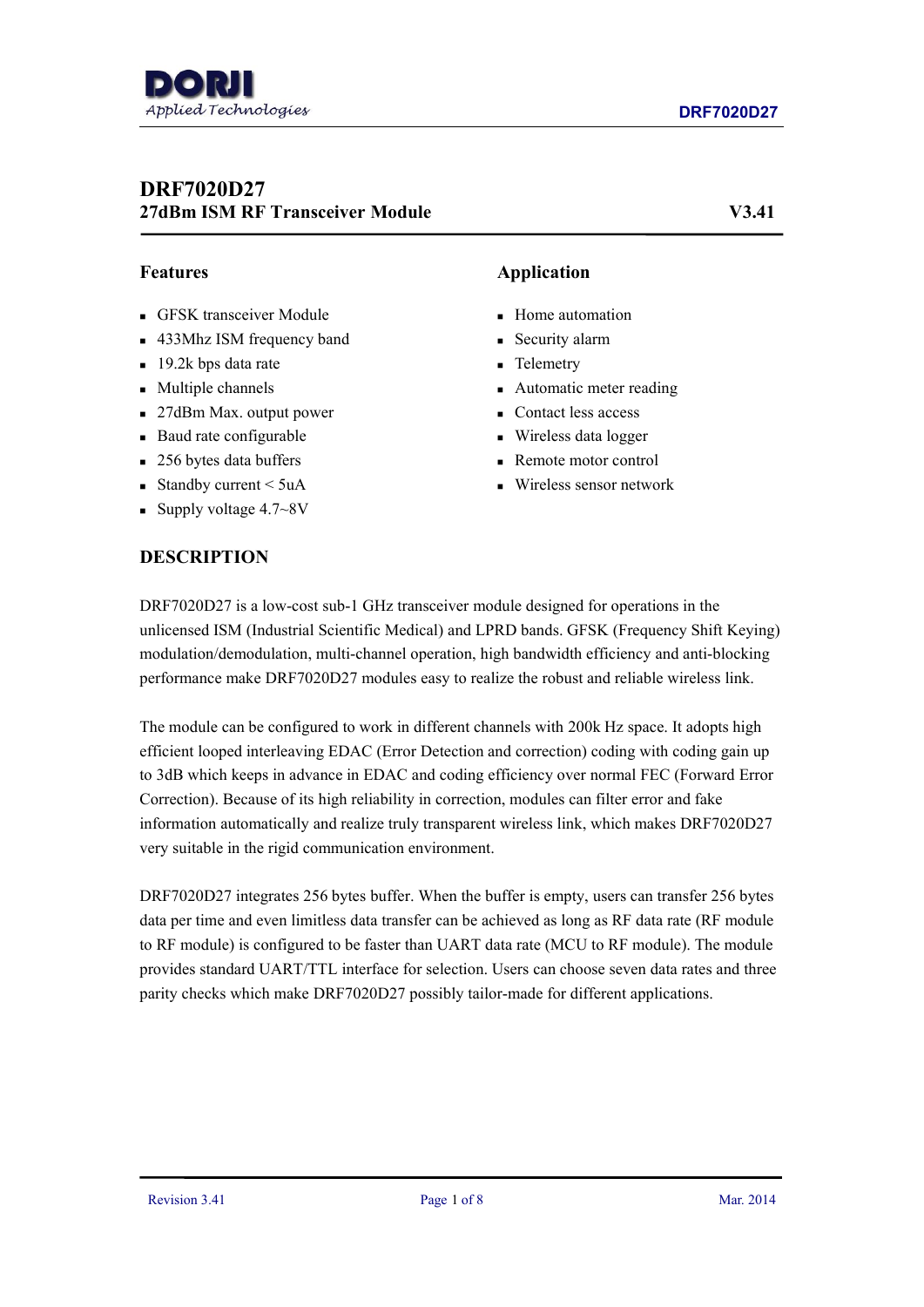# DRF7020D27

## 27dBm ISM RF Transceiver Module V3.41

### Features

- GFSK transceiver Module
- 433Mhz ISM frequency band
- 19.2k bps data rate
- Multiple channels
- 27dBm Max. output power
- Baud rate configurable
- 256 bytes data buffers
- Standby current < 5uA
- Supply voltage 4.7~8V

### Application

- Home automation
- Security alarm
- Telemetry
- Automatic meter reading
- Contact less access
- Wireless data logger
- Remote motor control
- Wireless sensor network

### DESCRIPTION

DRF7020D27 is a low-cost sub-1 GHz transceiver module designed for operations in the unlicensed ISM (Industrial Scientific Medical) and LPRD bands. GFSK (Frequency Shift Keying) modulation/demodulation, multi-channel operation, high bandwidth efficiency and anti-blocking performance make DRF7020D27 modules easy to realize the robust and reliable wireless link.

The module can be configured to work in different channels with 200k Hz space. It adopts high efficient looped interleaving EDAC (Error Detection and correction) coding with coding gain up to 3dB which keeps in advance in EDAC and coding efficiency over normal FEC (Forward Error Correction). Because of its high reliability in correction, modules can filter error and fake information automatically and realize truly transparent wireless link, which makes DRF7020D27 very suitable in the rigid communication environment.

DRF7020D27 integrates 256 bytes buffer. When the buffer is empty, users can transfer 256 bytes data per time and even limitless data transfer can be achieved as long as RF data rate (RF module to RF module) is configured to be faster than UART data rate (MCU to RF module). The module provides standard UART/TTL interface for selection. Users can choose seven data rates and three parity checks which make DRF7020D27 possibly tailor-made for different applications.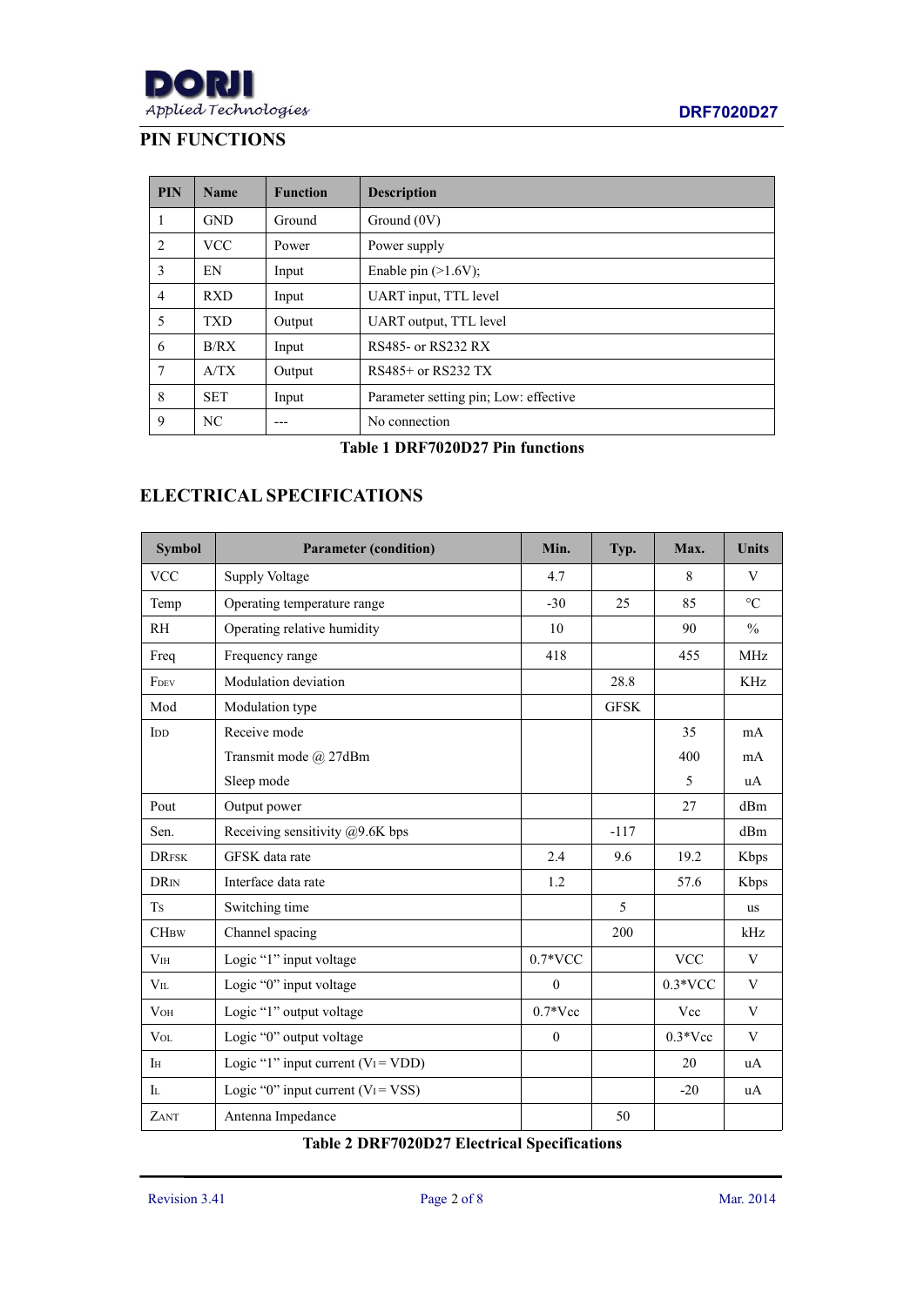## PIN FUNCTIONS

| PIN | Name | Function | Description |
|---|---|---|---|
| 1 | GND | Ground | Ground (0V) |
| 2 | VCC | Power | Power supply |
| 3 | EN | Input | Enable pin (>1.6V); |
| 4 | RXD | Input | UART input, TTL level |
| 5 | TXD | Output | UART output, TTL level |
| 6 | B/RX | Input | RS485- or RS232 RX |
| 7 | A/TX | Output | RS485+ or RS232 TX |
| 8 | SET | Input | Parameter setting pin; Low: effective |
| 9 | NC | --- | No connection |

**Table 1 DRF7020D27 Pin functions**

## ELECTRICAL SPECIFICATIONS

| Symbol | Parameter (condition) | Min. | Typ. | Max. | Units |
|---|---|---|---|---|---|
| VCC | Supply Voltage | 4.7 | | 8 | V |
| Temp | Operating temperature range | -30 | 25 | 85 | °C |
| RH | Operating relative humidity | 10 | | 90 | % |
| Freq | Frequency range | 418 | | 455 | MHz |
| $F_{DEV}$ | Modulation deviation | | 28.8 | | KHz |
| Mod | Modulation type | | GFSK | | |
| $I_{DD}$ | Receive mode | | | 35 | mA |
| | Transmit mode @ 27dBm | | | 400 | mA |
| | Sleep mode | | | 5 | uA |
| Pout | Output power | | | 27 | dBm |
| Sen. | Receiving sensitivity @9.6K bps | | -117 | | dBm |
| $DR_{FSK}$ | GFSK data rate | 2.4 | 9.6 | 19.2 | Kbps |
| $DR_{IN}$ | Interface data rate | 1.2 | | 57.6 | Kbps |
| $T_S$ | Switching time | | 5 | | us |
| $CH_{BW}$ | Channel spacing | | 200 | | kHz |
| $V_{IH}$ | Logic "1" input voltage | 0.7*VCC | | VCC | V |
| $V_{IL}$ | Logic "0" input voltage | 0 | | 0.3*VCC | V |
| $V_{OH}$ | Logic "1" output voltage | 0.7*Vcc | | Vcc | V |
| $V_{OL}$ | Logic "0" output voltage | 0 | | 0.3*Vcc | V |
| $I_H$ | Logic "1" input current ($V_I$ = VDD) | | | 20 | uA |
| $I_L$ | Logic "0" input current ($V_I$ = VSS) | | | -20 | uA |
| $Z_{ANT}$ | Antenna Impedance | | 50 | | |

**Table 2 DRF7020D27 Electrical Specifications**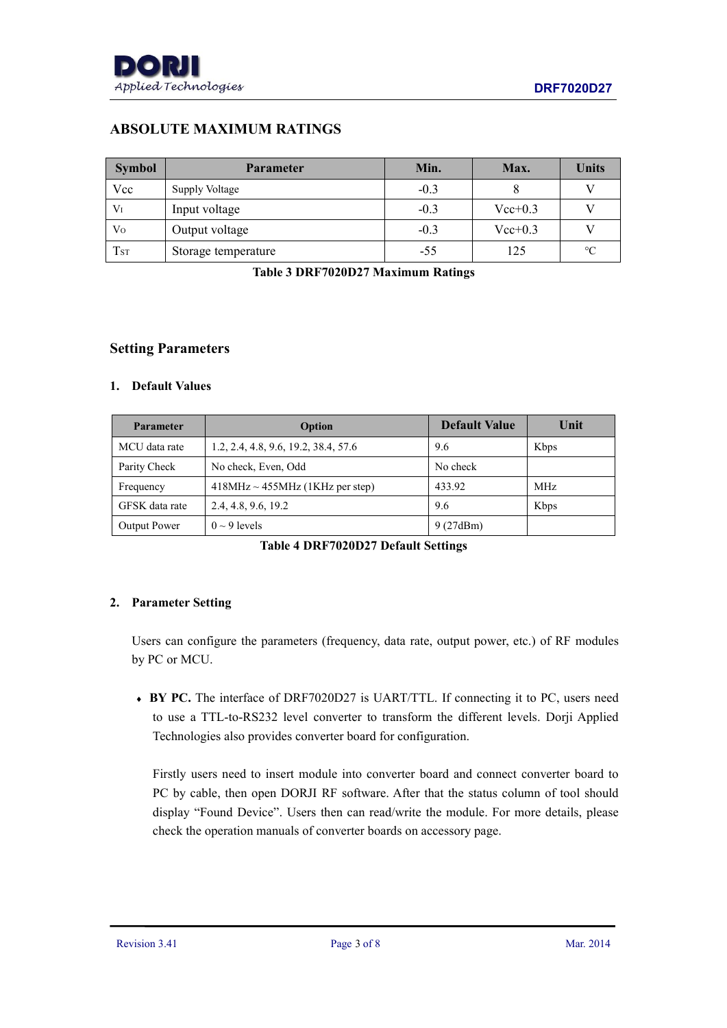## ABSOLUTE MAXIMUM RATINGS

| Symbol | Parameter | Min. | Max. | Units |
|---|---|---|---|---|
| Vcc | Supply Voltage | -0.3 | 8 | V |
| $V_I$ | Input voltage | -0.3 | Vcc+0.3 | V |
| $V_O$ | Output voltage | -0.3 | Vcc+0.3 | V |
| $T_{ST}$ | Storage temperature | -55 | 125 | ℃ |

**Table 3 DRF7020D27 Maximum Ratings**

## Setting Parameters

### 1. Default Values

| Parameter | Option | Default Value | Unit |
|---|---|---|---|
| MCU data rate | 1.2, 2.4, 4.8, 9.6, 19.2, 38.4, 57.6 | 9.6 | Kbps |
| Parity Check | No check, Even, Odd | No check | |
| Frequency | 418MHz ~ 455MHz (1KHz per step) | 433.92 | MHz |
| GFSK data rate | 2.4, 4.8, 9.6, 19.2 | 9.6 | Kbps |
| Output Power | 0 ~ 9 levels | 9 (27dBm) | |

**Table 4 DRF7020D27 Default Settings**

### 2. Parameter Setting

Users can configure the parameters (frequency, data rate, output power, etc.) of RF modules by PC or MCU.

- **BY PC.** The interface of DRF7020D27 is UART/TTL. If connecting it to PC, users need to use a TTL-to-RS232 level converter to transform the different levels. Dorji Applied Technologies also provides converter board for configuration.

  Firstly users need to insert module into converter board and connect converter board to PC by cable, then open DORJI RF software. After that the status column of tool should display "Found Device". Users then can read/write the module. For more details, please check the operation manuals of converter boards on accessory page.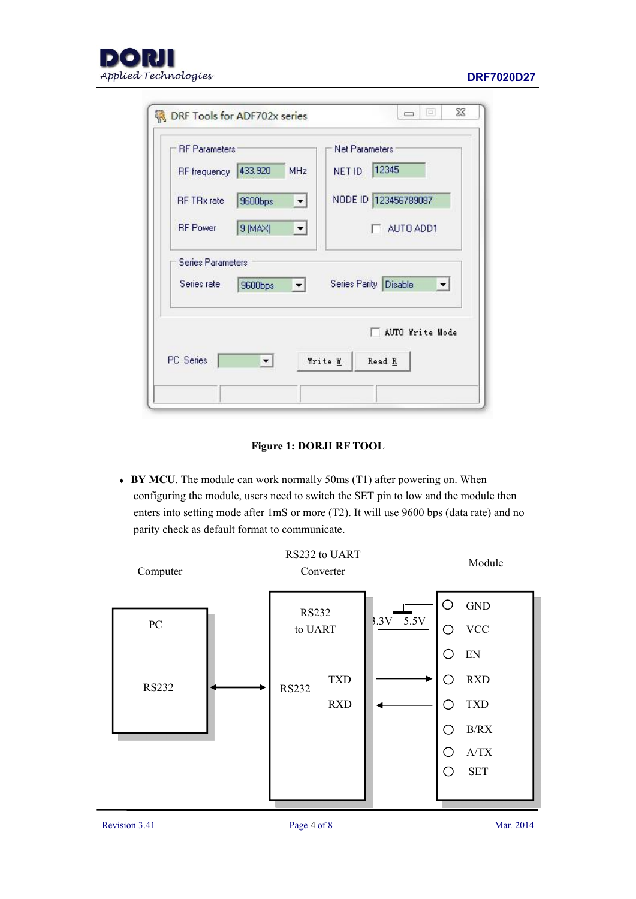**Figure 1: DORJI RF TOOL**

- **BY MCU**. The module can work normally 50ms (T1) after powering on. When configuring the module, users need to switch the SET pin to low and the module then enters into setting mode after 1mS or more (T2). It will use 9600 bps (data rate) and no parity check as default format to communicate.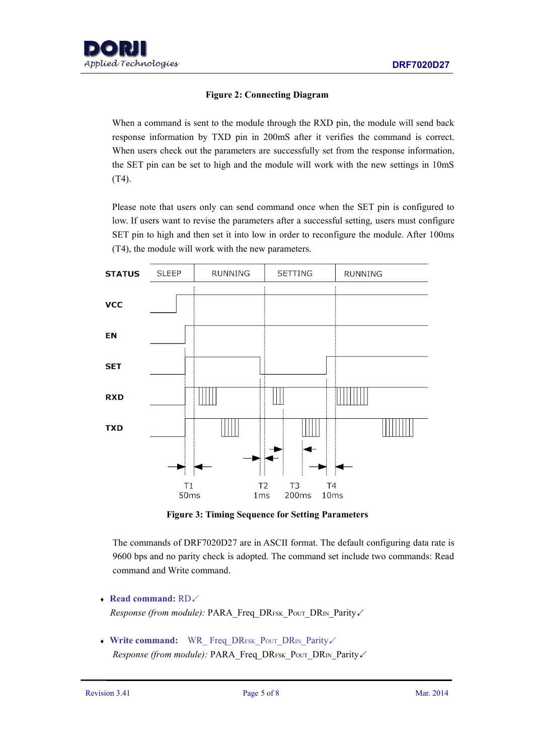**Figure 2: Connecting Diagram**

When a command is sent to the module through the RXD pin, the module will send back response information by TXD pin in 200mS after it verifies the command is correct. When users check out the parameters are successfully set from the response information, the SET pin can be set to high and the module will work with the new settings in 10mS (T4).

Please note that users only can send command once when the SET pin is configured to low. If users want to revise the parameters after a successful setting, users must configure SET pin to high and then set it into low in order to reconfigure the module. After 100ms (T4), the module will work with the new parameters.

| STATUS | SLEEP | RUNNING | SETTING | RUNNING |
|---|---|---|---|---|

VCC

EN

SET

RXD

TXD

T1 50ms | T2 1ms | T3 200ms | T4 10ms

**Figure 3: Timing Sequence for Setting Parameters**

The commands of DRF7020D27 are in ASCII format. The default configuring data rate is 9600 bps and no parity check is adopted. The command set include two commands: Read command and Write command.

- **Read command:** RD↙

  *Response (from module):* PARA_Freq_$DR_{FSK}$_$P_{OUT}$_$DR_{IN}$_Parity↙

- **Write command:** WR_ Freq_$DR_{FSK}$_$P_{OUT}$_$DR_{IN}$_Parity↙

  *Response (from module):* PARA_Freq_$DR_{FSK}$_$P_{OUT}$_$DR_{IN}$_Parity↙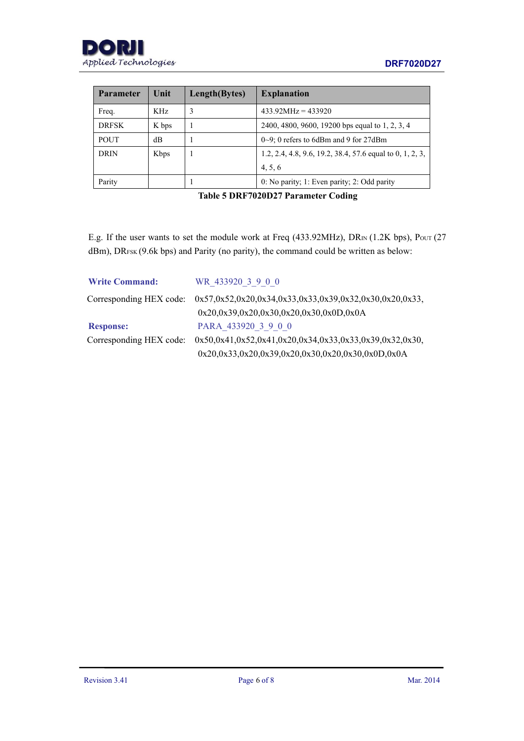| Parameter | Unit | Length(Bytes) | Explanation |
|---|---|---|---|
| Freq. | KHz | 3 | 433.92MHz = 433920 |
| DRFSK | K bps | 1 | 2400, 4800, 9600, 19200 bps equal to 1, 2, 3, 4 |
| POUT | dB | 1 | 0~9; 0 refers to 6dBm and 9 for 27dBm |
| DRIN | Kbps | 1 | 1.2, 2.4, 4.8, 9.6, 19.2, 38.4, 57.6 equal to 0, 1, 2, 3, 4, 5, 6 |
| Parity | | 1 | 0: No parity; 1: Even parity; 2: Odd parity |

**Table 5 DRF7020D27 Parameter Coding**

E.g. If the user wants to set the module work at Freq (433.92MHz), $DR_{IN}$ (1.2K bps), $P_{OUT}$ (27 dBm), $DR_{FSK}$ (9.6k bps) and Parity (no parity), the command could be written as below:

**Write Command:** WR_433920_3_9_0_0

Corresponding HEX code: 0x57,0x52,0x20,0x34,0x33,0x33,0x39,0x32,0x30,0x20,0x33, 0x20,0x39,0x20,0x30,0x20,0x30,0x0D,0x0A

**Response:** PARA_433920_3_9_0_0

Corresponding HEX code: 0x50,0x41,0x52,0x41,0x20,0x34,0x33,0x33,0x39,0x32,0x30, 0x20,0x33,0x20,0x39,0x20,0x30,0x20,0x30,0x0D,0x0A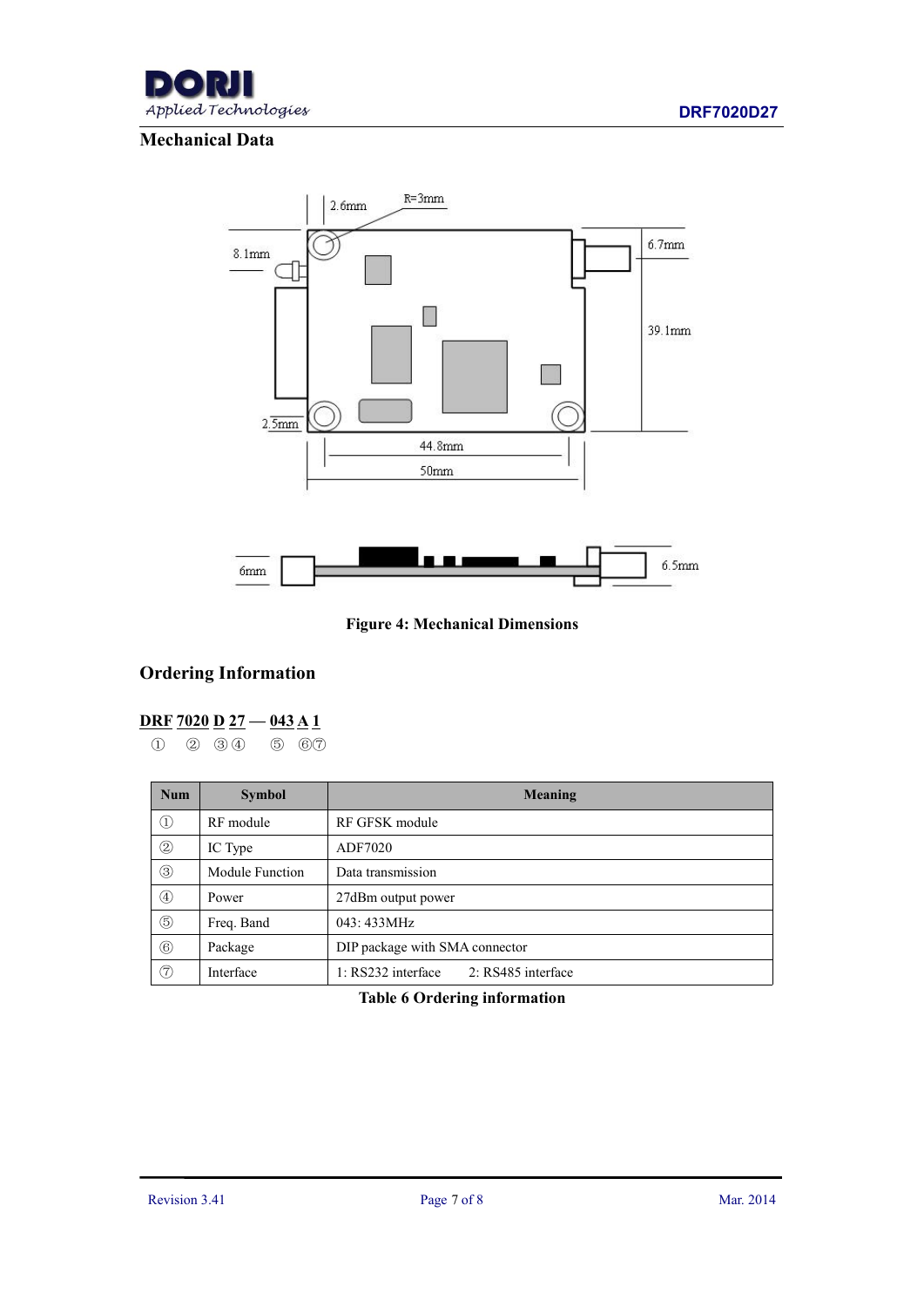## Mechanical Data

Figure 4: Mechanical Dimensions

## Ordering Information

**DRF 7020 D 27 — 043 A 1**

① ② ③④ ⑤ ⑥⑦

| Num | Symbol | Meaning |
|---|---|---|
| ① | RF module | RF GFSK module |
| ② | IC Type | ADF7020 |
| ③ | Module Function | Data transmission |
| ④ | Power | 27dBm output power |
| ⑤ | Freq. Band | 043: 433MHz |
| ⑥ | Package | DIP package with SMA connector |
| ⑦ | Interface | 1: RS232 interface 2: RS485 interface |

**Table 6 Ordering information**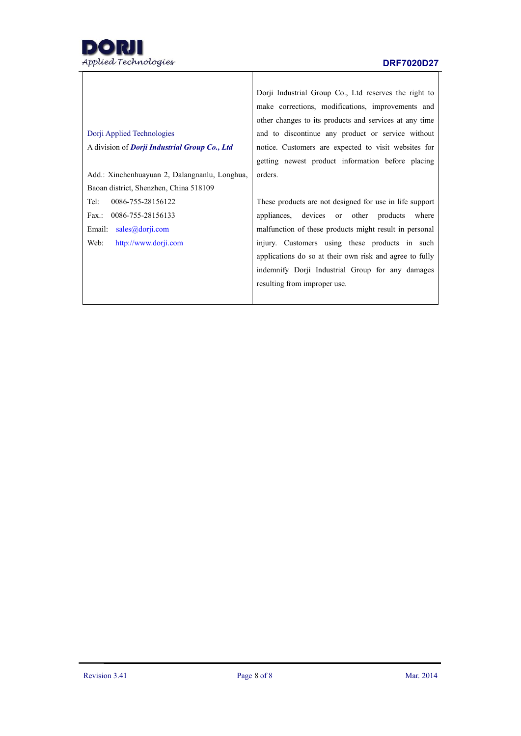| | |
|---|---|
| Dorji Applied Technologies<br>A division of ***Dorji Industrial Group Co., Ltd***<br><br>Add.: Xinchenhuayuan 2, Dalangnanlu, Longhua, Baoan district, Shenzhen, China 518109<br>Tel: 0086-755-28156122<br>Fax.: 0086-755-28156133<br>Email: sales@dorji.com<br>Web: http://www.dorji.com | Dorji Industrial Group Co., Ltd reserves the right to make corrections, modifications, improvements and other changes to its products and services at any time and to discontinue any product or service without notice. Customers are expected to visit websites for getting newest product information before placing orders.<br><br>These products are not designed for use in life support appliances, devices or other products where malfunction of these products might result in personal injury. Customers using these products in such applications do so at their own risk and agree to fully indemnify Dorji Industrial Group for any damages resulting from improper use. |